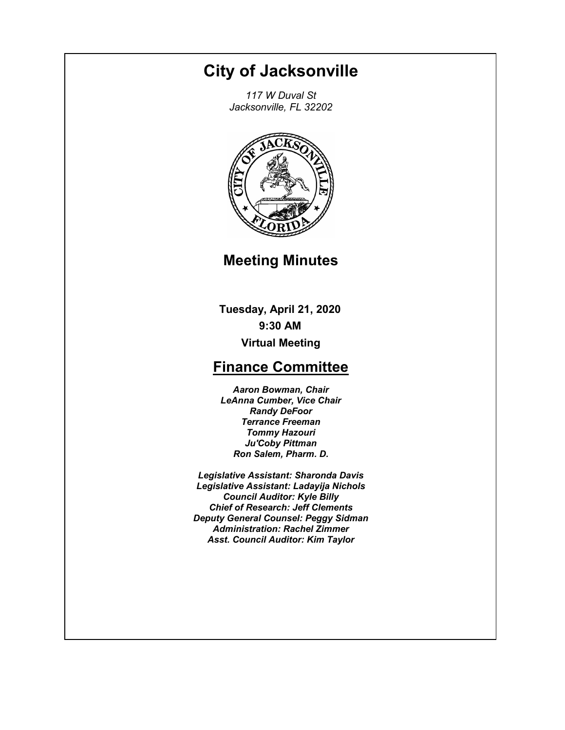# City of Jacksonville

*117 W Duval St*
*Jacksonville, FL 32202*

## Meeting Minutes

**Tuesday, April 21, 2020**

**9:30 AM**

**Virtual Meeting**

## Finance Committee

***Aaron Bowman, Chair***
***LeAnna Cumber, Vice Chair***
***Randy DeFoor***
***Terrance Freeman***
***Tommy Hazouri***
***Ju'Coby Pittman***
***Ron Salem, Pharm. D.***

***Legislative Assistant: Sharonda Davis***
***Legislative Assistant: Ladayija Nichols***
***Council Auditor: Kyle Billy***
***Chief of Research: Jeff Clements***
***Deputy General Counsel: Peggy Sidman***
***Administration: Rachel Zimmer***
***Asst. Council Auditor: Kim Taylor***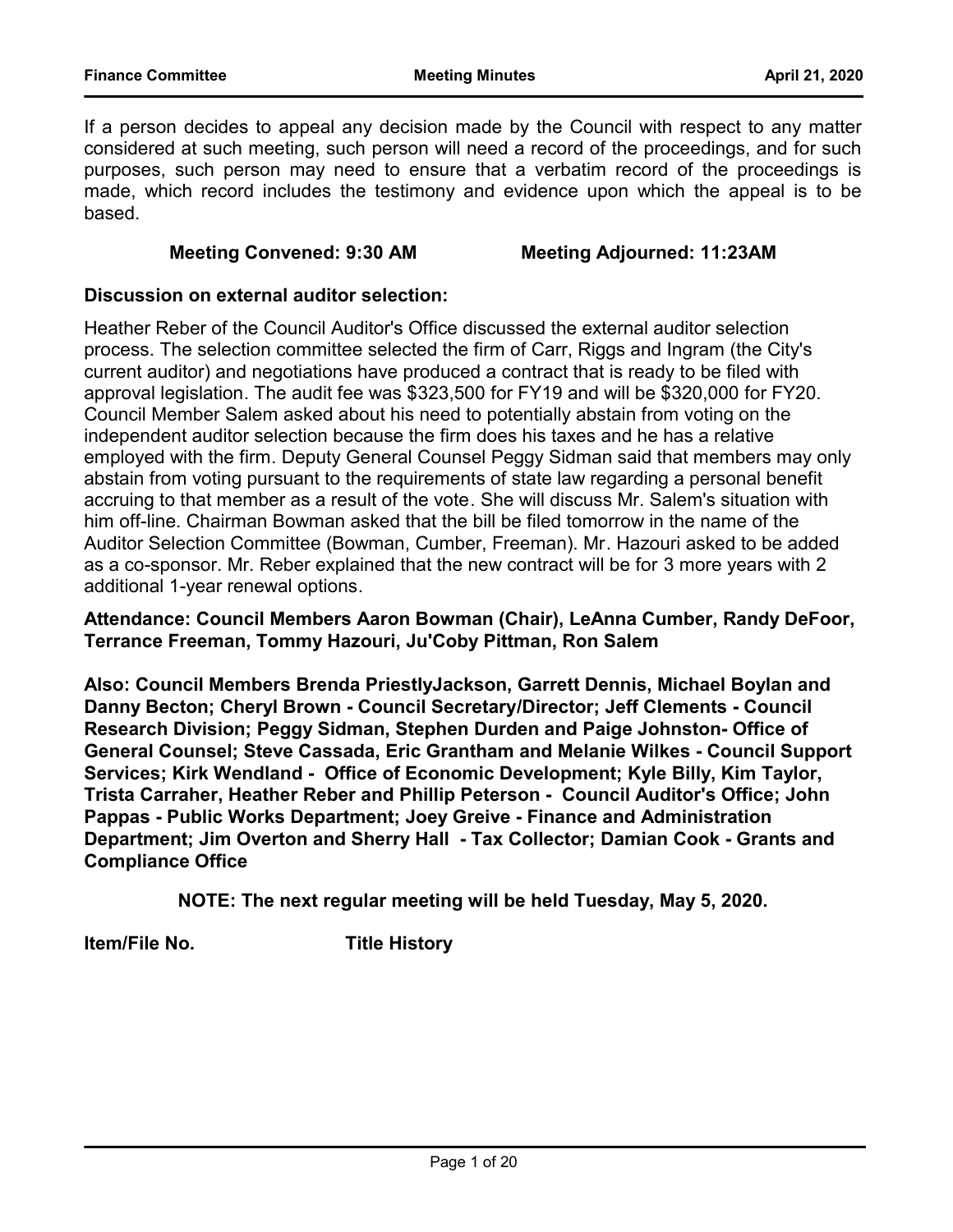If a person decides to appeal any decision made by the Council with respect to any matter considered at such meeting, such person will need a record of the proceedings, and for such purposes, such person may need to ensure that a verbatim record of the proceedings is made, which record includes the testimony and evidence upon which the appeal is to be based.

**Meeting Convened: 9:30 AM** **Meeting Adjourned: 11:23AM**

**Discussion on external auditor selection:**

Heather Reber of the Council Auditor's Office discussed the external auditor selection process. The selection committee selected the firm of Carr, Riggs and Ingram (the City's current auditor) and negotiations have produced a contract that is ready to be filed with approval legislation. The audit fee was $323,500 for FY19 and will be $320,000 for FY20. Council Member Salem asked about his need to potentially abstain from voting on the independent auditor selection because the firm does his taxes and he has a relative employed with the firm. Deputy General Counsel Peggy Sidman said that members may only abstain from voting pursuant to the requirements of state law regarding a personal benefit accruing to that member as a result of the vote. She will discuss Mr. Salem's situation with him off-line. Chairman Bowman asked that the bill be filed tomorrow in the name of the Auditor Selection Committee (Bowman, Cumber, Freeman). Mr. Hazouri asked to be added as a co-sponsor. Mr. Reber explained that the new contract will be for 3 more years with 2 additional 1-year renewal options.

**Attendance: Council Members Aaron Bowman (Chair), LeAnna Cumber, Randy DeFoor, Terrance Freeman, Tommy Hazouri, Ju'Coby Pittman, Ron Salem**

**Also: Council Members Brenda PriestlyJackson, Garrett Dennis, Michael Boylan and Danny Becton; Cheryl Brown - Council Secretary/Director; Jeff Clements - Council Research Division; Peggy Sidman, Stephen Durden and Paige Johnston- Office of General Counsel; Steve Cassada, Eric Grantham and Melanie Wilkes - Council Support Services; Kirk Wendland - Office of Economic Development; Kyle Billy, Kim Taylor, Trista Carraher, Heather Reber and Phillip Peterson - Council Auditor's Office; John Pappas - Public Works Department; Joey Greive - Finance and Administration Department; Jim Overton and Sherry Hall - Tax Collector; Damian Cook - Grants and Compliance Office**

**NOTE: The next regular meeting will be held Tuesday, May 5, 2020.**

**Item/File No.** **Title History**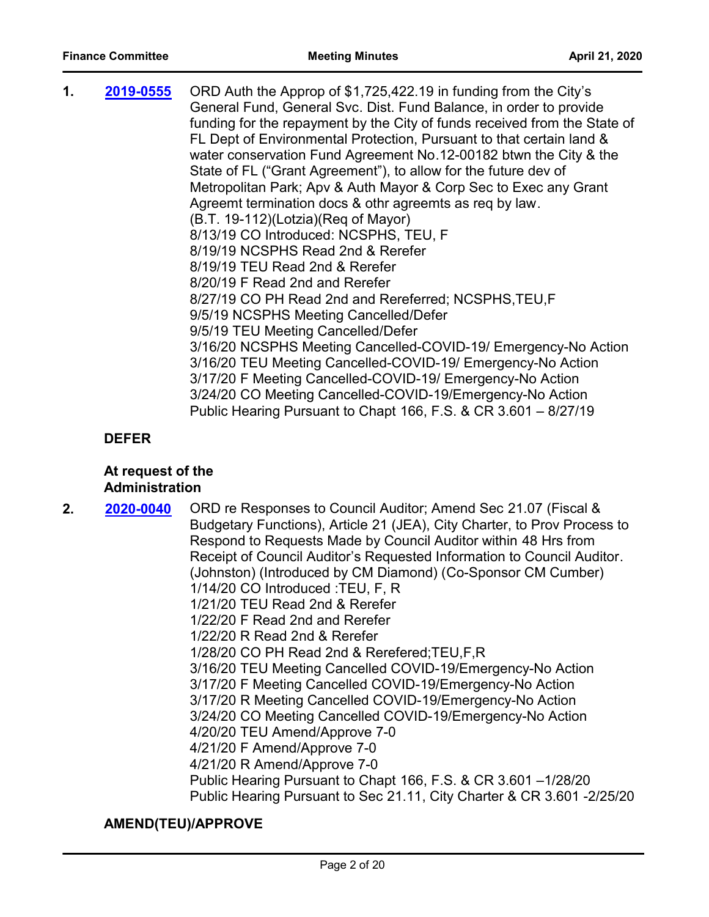1. **2019-0555** ORD Auth the Approp of $1,725,422.19 in funding from the City's General Fund, General Svc. Dist. Fund Balance, in order to provide funding for the repayment by the City of funds received from the State of FL Dept of Environmental Protection, Pursuant to that certain land & water conservation Fund Agreement No.12-00182 btwn the City & the State of FL ("Grant Agreement"), to allow for the future dev of Metropolitan Park; Apv & Auth Mayor & Corp Sec to Exec any Grant Agreemt termination docs & othr agreemts as req by law.
(B.T. 19-112)(Lotzia)(Req of Mayor)
8/13/19 CO Introduced: NCSPHS, TEU, F
8/19/19 NCSPHS Read 2nd & Rerefer
8/19/19 TEU Read 2nd & Rerefer
8/20/19 F Read 2nd and Rerefer
8/27/19 CO PH Read 2nd and Rereferred; NCSPHS,TEU,F
9/5/19 NCSPHS Meeting Cancelled/Defer
9/5/19 TEU Meeting Cancelled/Defer
3/16/20 NCSPHS Meeting Cancelled-COVID-19/ Emergency-No Action
3/16/20 TEU Meeting Cancelled-COVID-19/ Emergency-No Action
3/17/20 F Meeting Cancelled-COVID-19/ Emergency-No Action
3/24/20 CO Meeting Cancelled-COVID-19/Emergency-No Action
Public Hearing Pursuant to Chapt 166, F.S. & CR 3.601 – 8/27/19

**DEFER**

**At request of the Administration**

2. **2020-0040** ORD re Responses to Council Auditor; Amend Sec 21.07 (Fiscal & Budgetary Functions), Article 21 (JEA), City Charter, to Prov Process to Respond to Requests Made by Council Auditor within 48 Hrs from Receipt of Council Auditor's Requested Information to Council Auditor.
(Johnston) (Introduced by CM Diamond) (Co-Sponsor CM Cumber)
1/14/20 CO Introduced :TEU, F, R
1/21/20 TEU Read 2nd & Rerefer
1/22/20 F Read 2nd and Rerefer
1/22/20 R Read 2nd & Rerefer
1/28/20 CO PH Read 2nd & Rerefered;TEU,F,R
3/16/20 TEU Meeting Cancelled COVID-19/Emergency-No Action
3/17/20 F Meeting Cancelled COVID-19/Emergency-No Action
3/17/20 R Meeting Cancelled COVID-19/Emergency-No Action
3/24/20 CO Meeting Cancelled COVID-19/Emergency-No Action
4/20/20 TEU Amend/Approve 7-0
4/21/20 F Amend/Approve 7-0
4/21/20 R Amend/Approve 7-0
Public Hearing Pursuant to Chapt 166, F.S. & CR 3.601 –1/28/20
Public Hearing Pursuant to Sec 21.11, City Charter & CR 3.601 -2/25/20

**AMEND(TEU)/APPROVE**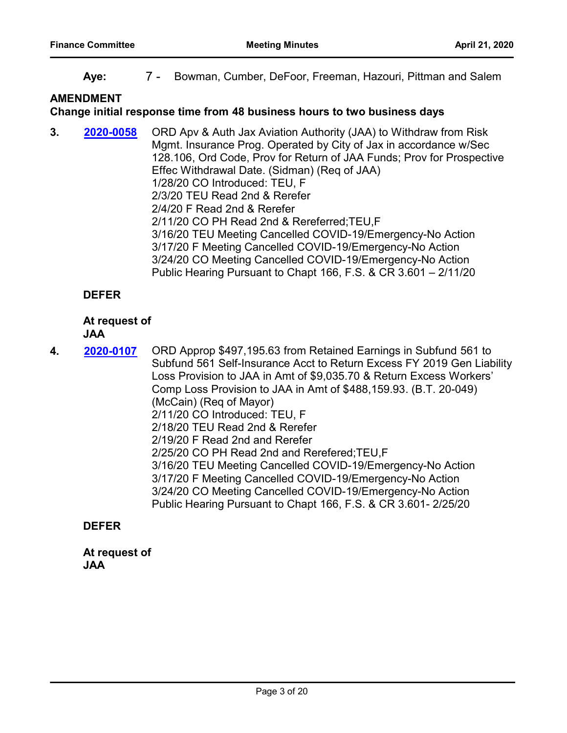**Aye:** 7 - Bowman, Cumber, DeFoor, Freeman, Hazouri, Pittman and Salem

**AMENDMENT**
**Change initial response time from 48 business hours to two business days**

**3.** **[2020-0058]** ORD Apv & Auth Jax Aviation Authority (JAA) to Withdraw from Risk Mgmt. Insurance Prog. Operated by City of Jax in accordance w/Sec 128.106, Ord Code, Prov for Return of JAA Funds; Prov for Prospective Effec Withdrawal Date. (Sidman) (Req of JAA)
1/28/20 CO Introduced: TEU, F
2/3/20 TEU Read 2nd & Rerefer
2/4/20 F Read 2nd & Rerefer
2/11/20 CO PH Read 2nd & Rereferred;TEU,F
3/16/20 TEU Meeting Cancelled COVID-19/Emergency-No Action
3/17/20 F Meeting Cancelled COVID-19/Emergency-No Action
3/24/20 CO Meeting Cancelled COVID-19/Emergency-No Action
Public Hearing Pursuant to Chapt 166, F.S. & CR 3.601 – 2/11/20

**DEFER**

**At request of JAA**

**4.** **[2020-0107]** ORD Approp $497,195.63 from Retained Earnings in Subfund 561 to Subfund 561 Self-Insurance Acct to Return Excess FY 2019 Gen Liability Loss Provision to JAA in Amt of $9,035.70 & Return Excess Workers' Comp Loss Provision to JAA in Amt of $488,159.93. (B.T. 20-049) (McCain) (Req of Mayor)
2/11/20 CO Introduced: TEU, F
2/18/20 TEU Read 2nd & Rerefer
2/19/20 F Read 2nd and Rerefer
2/25/20 CO PH Read 2nd and Rerefered;TEU,F
3/16/20 TEU Meeting Cancelled COVID-19/Emergency-No Action
3/17/20 F Meeting Cancelled COVID-19/Emergency-No Action
3/24/20 CO Meeting Cancelled COVID-19/Emergency-No Action
Public Hearing Pursuant to Chapt 166, F.S. & CR 3.601- 2/25/20

**DEFER**

**At request of JAA**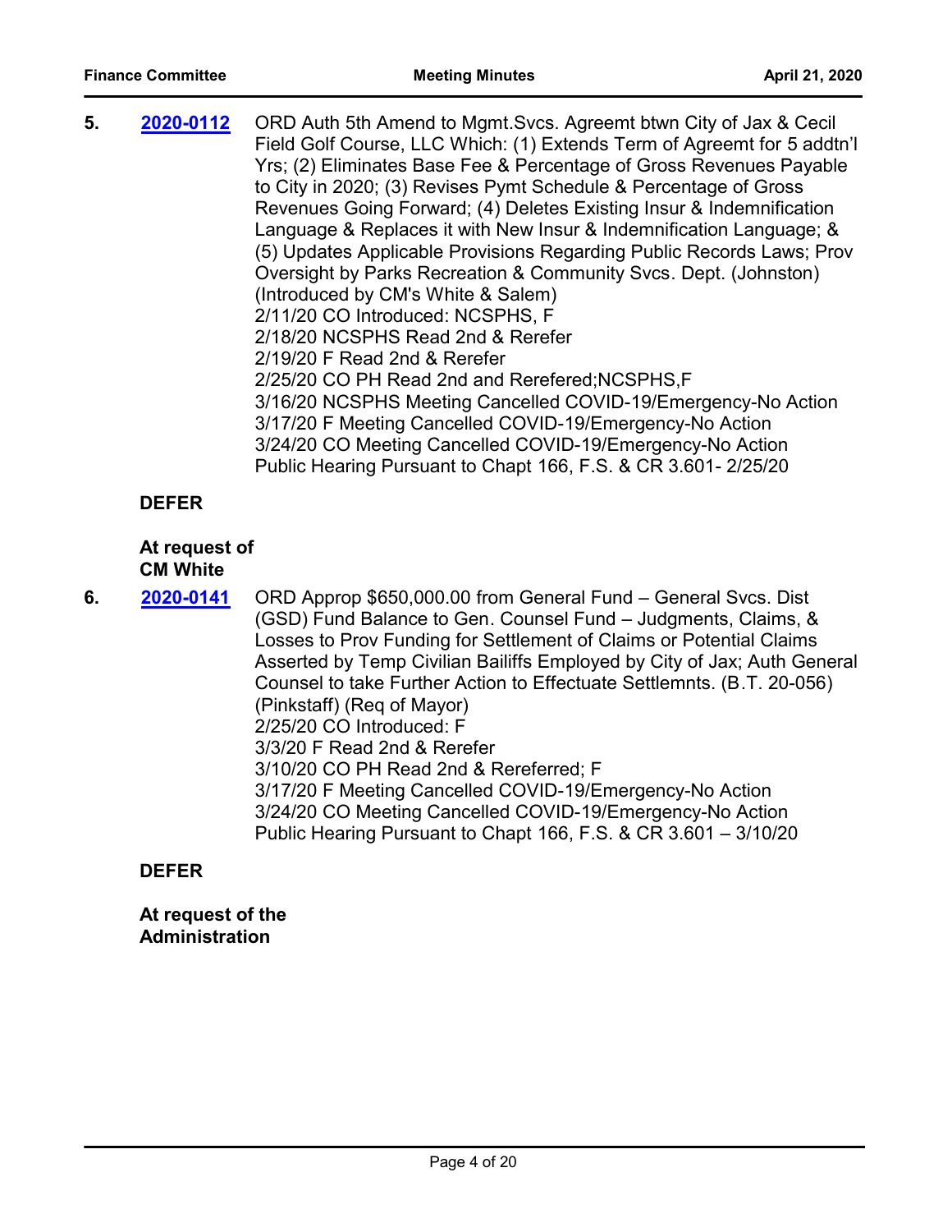5. **[2020-0112](#)** ORD Auth 5th Amend to Mgmt.Svcs. Agreemt btwn City of Jax & Cecil Field Golf Course, LLC Which: (1) Extends Term of Agreemt for 5 addtn'l Yrs; (2) Eliminates Base Fee & Percentage of Gross Revenues Payable to City in 2020; (3) Revises Pymt Schedule & Percentage of Gross Revenues Going Forward; (4) Deletes Existing Insur & Indemnification Language & Replaces it with New Insur & Indemnification Language; & (5) Updates Applicable Provisions Regarding Public Records Laws; Prov Oversight by Parks Recreation & Community Svcs. Dept. (Johnston) (Introduced by CM's White & Salem)
2/11/20 CO Introduced: NCSPHS, F
2/18/20 NCSPHS Read 2nd & Rerefer
2/19/20 F Read 2nd & Rerefer
2/25/20 CO PH Read 2nd and Rerefered;NCSPHS,F
3/16/20 NCSPHS Meeting Cancelled COVID-19/Emergency-No Action
3/17/20 F Meeting Cancelled COVID-19/Emergency-No Action
3/24/20 CO Meeting Cancelled COVID-19/Emergency-No Action
Public Hearing Pursuant to Chapt 166, F.S. & CR 3.601- 2/25/20

**DEFER**

**At request of CM White**

6. **[2020-0141](#)** ORD Approp $650,000.00 from General Fund – General Svcs. Dist (GSD) Fund Balance to Gen. Counsel Fund – Judgments, Claims, & Losses to Prov Funding for Settlement of Claims or Potential Claims Asserted by Temp Civilian Bailiffs Employed by City of Jax; Auth General Counsel to take Further Action to Effectuate Settlemnts. (B.T. 20-056) (Pinkstaff) (Req of Mayor)
2/25/20 CO Introduced: F
3/3/20 F Read 2nd & Rerefer
3/10/20 CO PH Read 2nd & Rereferred; F
3/17/20 F Meeting Cancelled COVID-19/Emergency-No Action
3/24/20 CO Meeting Cancelled COVID-19/Emergency-No Action
Public Hearing Pursuant to Chapt 166, F.S. & CR 3.601 – 3/10/20

**DEFER**

**At request of the Administration**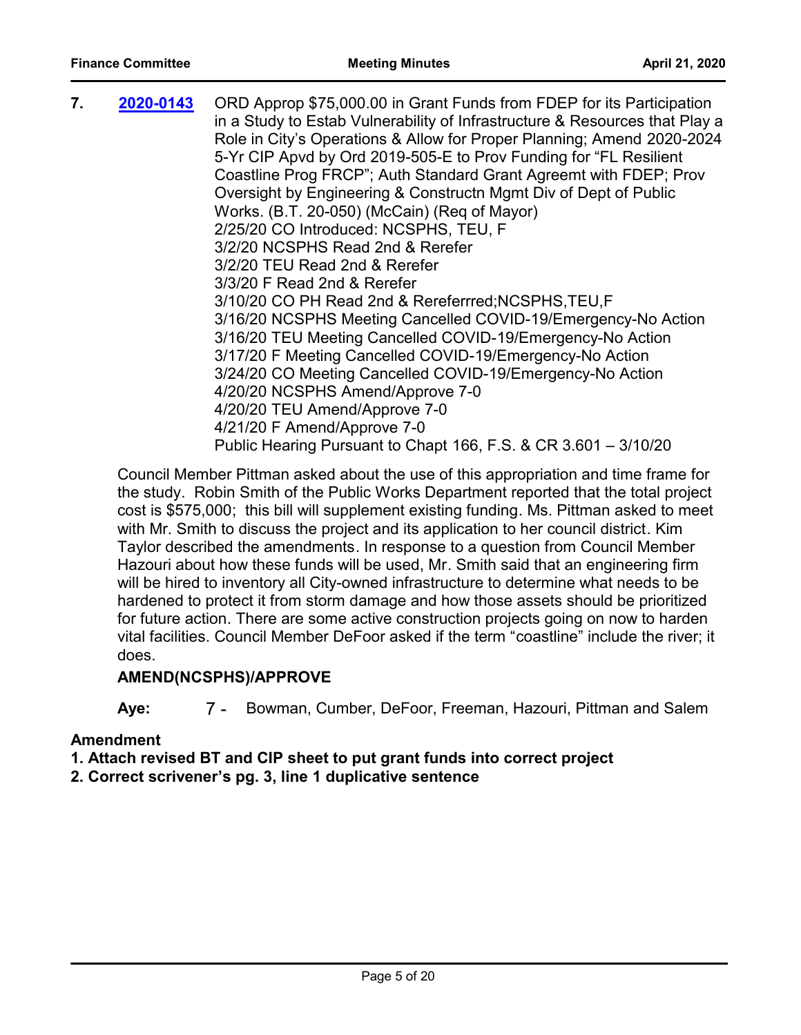**7.** **2020-0143** ORD Approp $75,000.00 in Grant Funds from FDEP for its Participation in a Study to Estab Vulnerability of Infrastructure & Resources that Play a Role in City's Operations & Allow for Proper Planning; Amend 2020-2024 5-Yr CIP Apvd by Ord 2019-505-E to Prov Funding for "FL Resilient Coastline Prog FRCP"; Auth Standard Grant Agreemt with FDEP; Prov Oversight by Engineering & Constructn Mgmt Div of Dept of Public Works. (B.T. 20-050) (McCain) (Req of Mayor)
2/25/20 CO Introduced: NCSPHS, TEU, F
3/2/20 NCSPHS Read 2nd & Rerefer
3/2/20 TEU Read 2nd & Rerefer
3/3/20 F Read 2nd & Rerefer
3/10/20 CO PH Read 2nd & Rereferrred;NCSPHS,TEU,F
3/16/20 NCSPHS Meeting Cancelled COVID-19/Emergency-No Action
3/16/20 TEU Meeting Cancelled COVID-19/Emergency-No Action
3/17/20 F Meeting Cancelled COVID-19/Emergency-No Action
3/24/20 CO Meeting Cancelled COVID-19/Emergency-No Action
4/20/20 NCSPHS Amend/Approve 7-0
4/20/20 TEU Amend/Approve 7-0
4/21/20 F Amend/Approve 7-0
Public Hearing Pursuant to Chapt 166, F.S. & CR 3.601 – 3/10/20

Council Member Pittman asked about the use of this appropriation and time frame for the study. Robin Smith of the Public Works Department reported that the total project cost is $575,000; this bill will supplement existing funding. Ms. Pittman asked to meet with Mr. Smith to discuss the project and its application to her council district. Kim Taylor described the amendments. In response to a question from Council Member Hazouri about how these funds will be used, Mr. Smith said that an engineering firm will be hired to inventory all City-owned infrastructure to determine what needs to be hardened to protect it from storm damage and how those assets should be prioritized for future action. There are some active construction projects going on now to harden vital facilities. Council Member DeFoor asked if the term "coastline" include the river; it does.

**AMEND(NCSPHS)/APPROVE**

**Aye:** 7 - Bowman, Cumber, DeFoor, Freeman, Hazouri, Pittman and Salem

**Amendment**

**1. Attach revised BT and CIP sheet to put grant funds into correct project**

**2. Correct scrivener's pg. 3, line 1 duplicative sentence**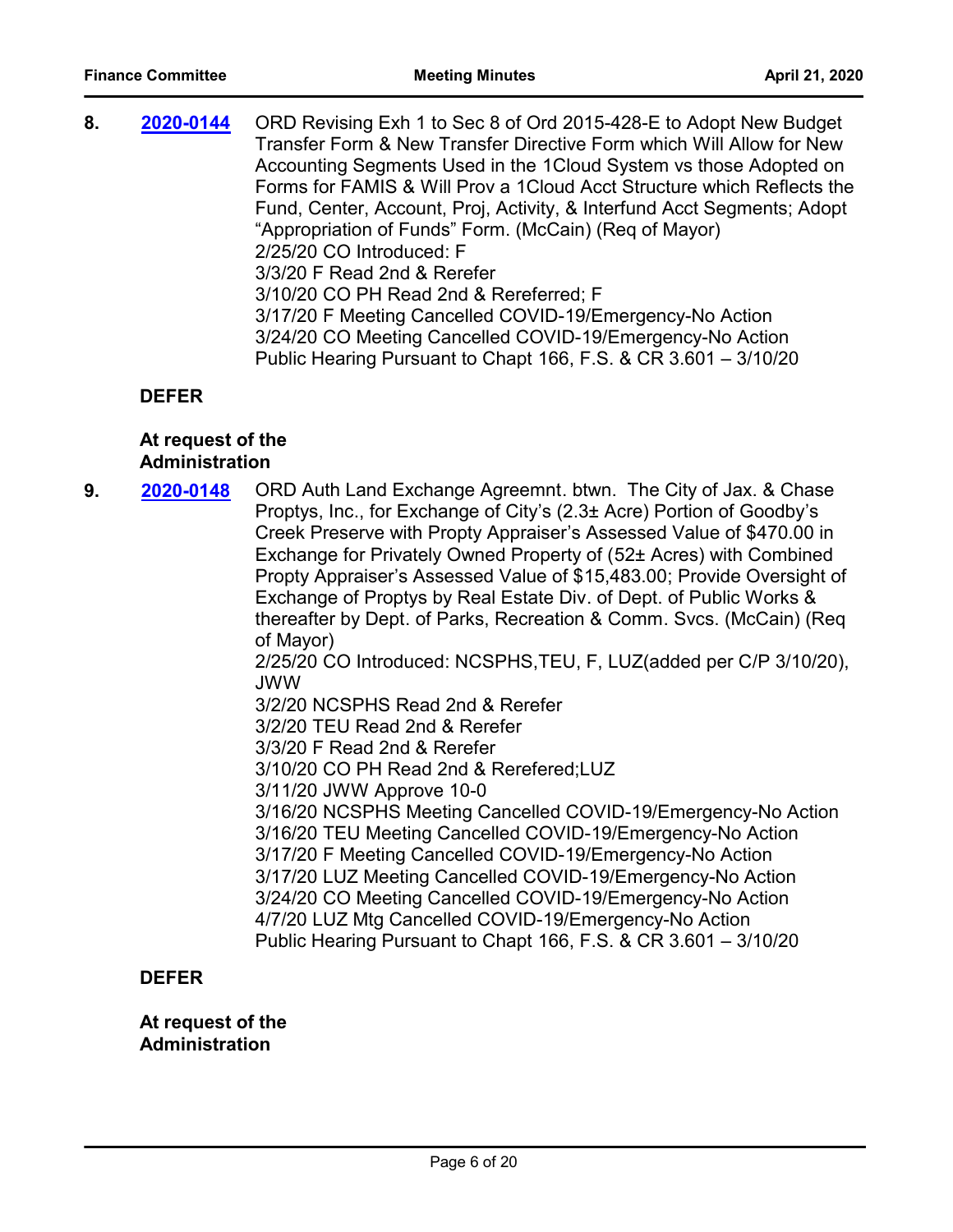8. **[2020-0144](#)** ORD Revising Exh 1 to Sec 8 of Ord 2015-428-E to Adopt New Budget Transfer Form & New Transfer Directive Form which Will Allow for New Accounting Segments Used in the 1Cloud System vs those Adopted on Forms for FAMIS & Will Prov a 1Cloud Acct Structure which Reflects the Fund, Center, Account, Proj, Activity, & Interfund Acct Segments; Adopt "Appropriation of Funds" Form. (McCain) (Req of Mayor)
2/25/20 CO Introduced: F
3/3/20 F Read 2nd & Rerefer
3/10/20 CO PH Read 2nd & Rereferred; F
3/17/20 F Meeting Cancelled COVID-19/Emergency-No Action
3/24/20 CO Meeting Cancelled COVID-19/Emergency-No Action
Public Hearing Pursuant to Chapt 166, F.S. & CR 3.601 – 3/10/20

**DEFER**

**At request of the Administration**

9. **[2020-0148](#)** ORD Auth Land Exchange Agreemnt. btwn. The City of Jax. & Chase Proptys, Inc., for Exchange of City's (2.3± Acre) Portion of Goodby's Creek Preserve with Propty Appraiser's Assessed Value of $470.00 in Exchange for Privately Owned Property of (52± Acres) with Combined Propty Appraiser's Assessed Value of $15,483.00; Provide Oversight of Exchange of Proptys by Real Estate Div. of Dept. of Public Works & thereafter by Dept. of Parks, Recreation & Comm. Svcs. (McCain) (Req of Mayor)
2/25/20 CO Introduced: NCSPHS,TEU, F, LUZ(added per C/P 3/10/20), JWW
3/2/20 NCSPHS Read 2nd & Rerefer
3/2/20 TEU Read 2nd & Rerefer
3/3/20 F Read 2nd & Rerefer
3/10/20 CO PH Read 2nd & Rerefered;LUZ
3/11/20 JWW Approve 10-0
3/16/20 NCSPHS Meeting Cancelled COVID-19/Emergency-No Action
3/16/20 TEU Meeting Cancelled COVID-19/Emergency-No Action
3/17/20 F Meeting Cancelled COVID-19/Emergency-No Action
3/17/20 LUZ Meeting Cancelled COVID-19/Emergency-No Action
3/24/20 CO Meeting Cancelled COVID-19/Emergency-No Action
4/7/20 LUZ Mtg Cancelled COVID-19/Emergency-No Action
Public Hearing Pursuant to Chapt 166, F.S. & CR 3.601 – 3/10/20

**DEFER**

**At request of the Administration**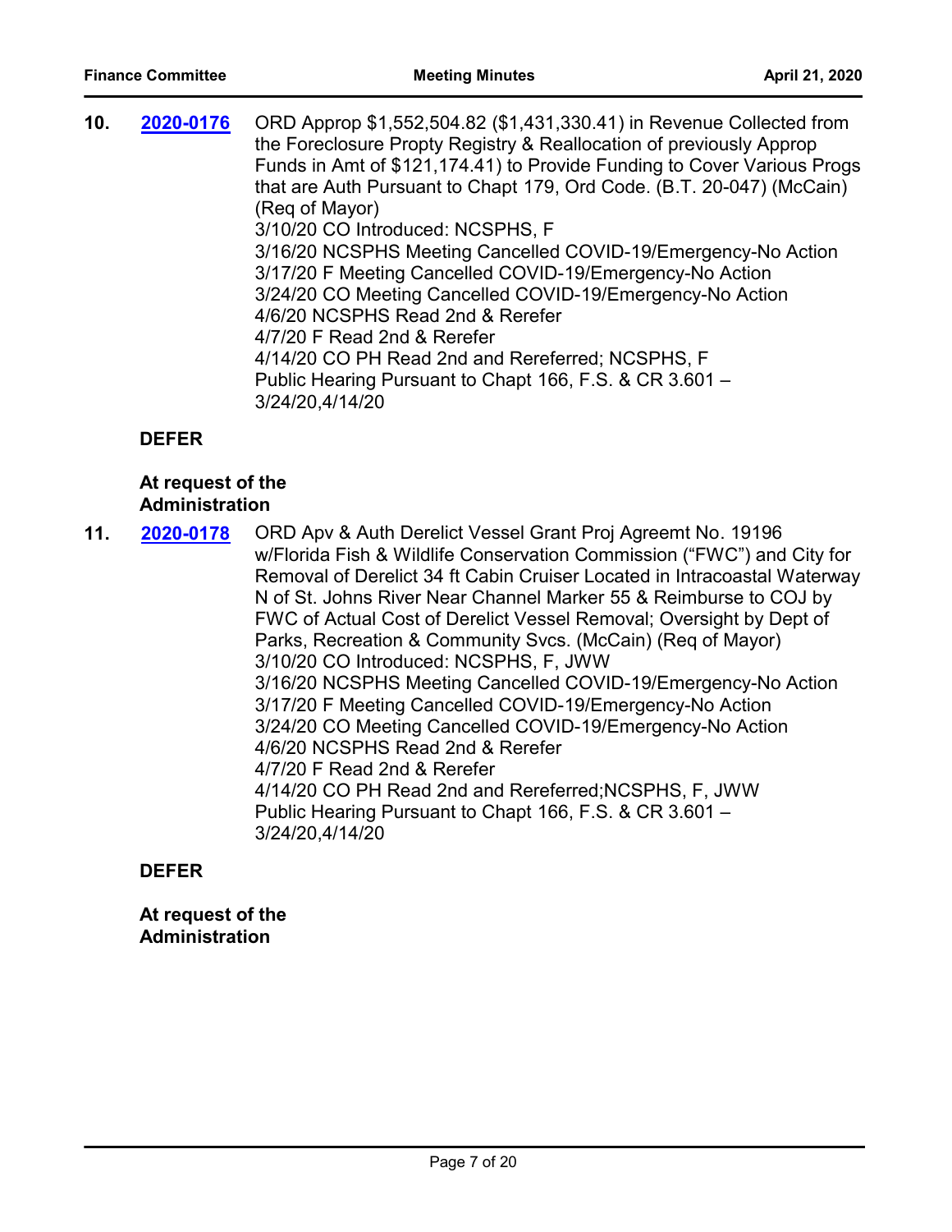**10.** **[2020-0176](2020-0176)** ORD Approp $1,552,504.82 ($1,431,330.41) in Revenue Collected from the Foreclosure Propty Registry & Reallocation of previously Approp Funds in Amt of $121,174.41) to Provide Funding to Cover Various Progs that are Auth Pursuant to Chapt 179, Ord Code. (B.T. 20-047) (McCain) (Req of Mayor)
3/10/20 CO Introduced: NCSPHS, F
3/16/20 NCSPHS Meeting Cancelled COVID-19/Emergency-No Action
3/17/20 F Meeting Cancelled COVID-19/Emergency-No Action
3/24/20 CO Meeting Cancelled COVID-19/Emergency-No Action
4/6/20 NCSPHS Read 2nd & Rerefer
4/7/20 F Read 2nd & Rerefer
4/14/20 CO PH Read 2nd and Rereferred; NCSPHS, F
Public Hearing Pursuant to Chapt 166, F.S. & CR 3.601 – 3/24/20,4/14/20

**DEFER**

**At request of the Administration**

**11.** **[2020-0178](2020-0178)** ORD Apv & Auth Derelict Vessel Grant Proj Agreemt No. 19196 w/Florida Fish & Wildlife Conservation Commission ("FWC") and City for Removal of Derelict 34 ft Cabin Cruiser Located in Intracoastal Waterway N of St. Johns River Near Channel Marker 55 & Reimburse to COJ by FWC of Actual Cost of Derelict Vessel Removal; Oversight by Dept of Parks, Recreation & Community Svcs. (McCain) (Req of Mayor)
3/10/20 CO Introduced: NCSPHS, F, JWW
3/16/20 NCSPHS Meeting Cancelled COVID-19/Emergency-No Action
3/17/20 F Meeting Cancelled COVID-19/Emergency-No Action
3/24/20 CO Meeting Cancelled COVID-19/Emergency-No Action
4/6/20 NCSPHS Read 2nd & Rerefer
4/7/20 F Read 2nd & Rerefer
4/14/20 CO PH Read 2nd and Rereferred;NCSPHS, F, JWW
Public Hearing Pursuant to Chapt 166, F.S. & CR 3.601 – 3/24/20,4/14/20

**DEFER**

**At request of the Administration**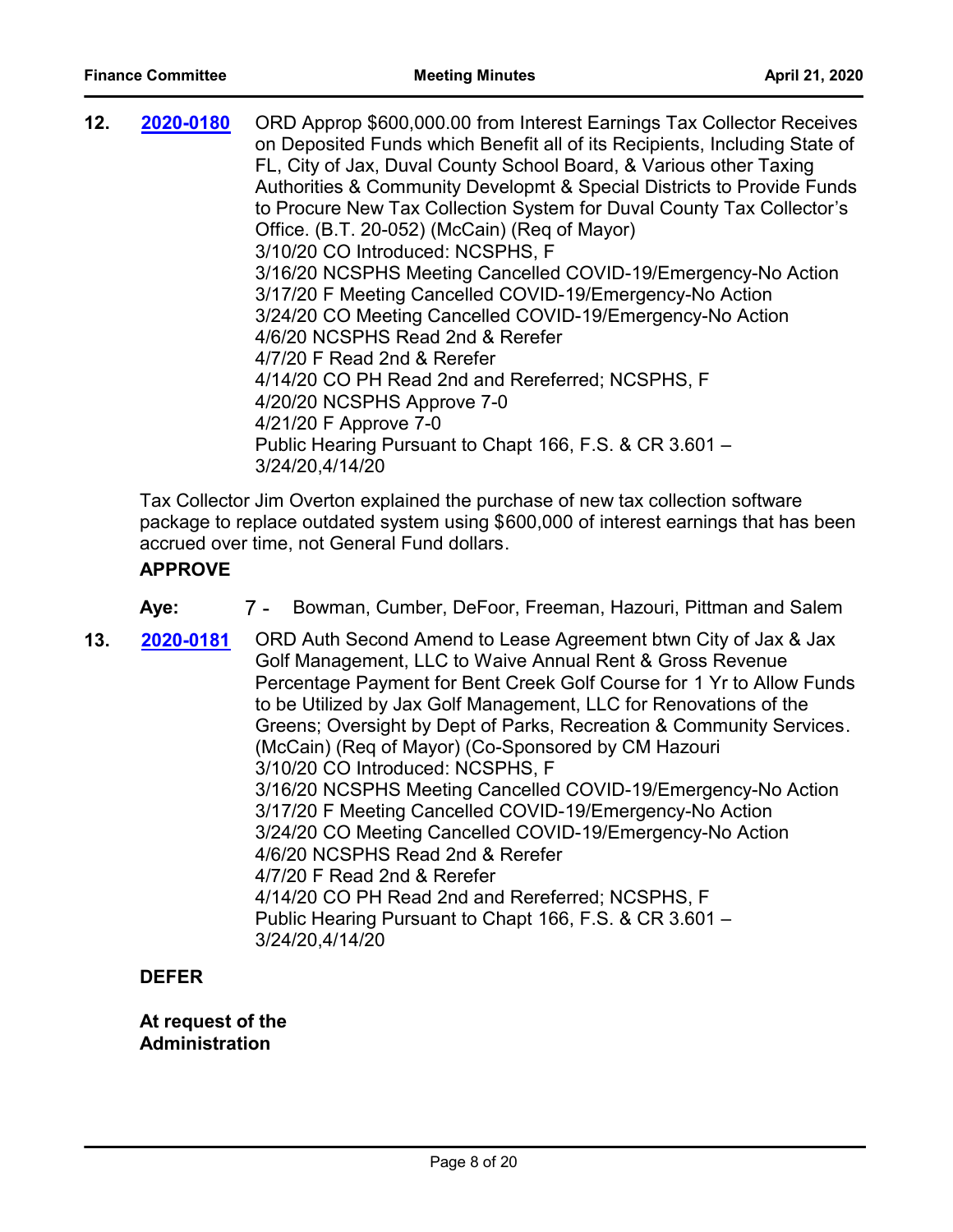**12.** **2020-0180** ORD Approp $600,000.00 from Interest Earnings Tax Collector Receives on Deposited Funds which Benefit all of its Recipients, Including State of FL, City of Jax, Duval County School Board, & Various other Taxing Authorities & Community Developmt & Special Districts to Provide Funds to Procure New Tax Collection System for Duval County Tax Collector's Office. (B.T. 20-052) (McCain) (Req of Mayor)
3/10/20 CO Introduced: NCSPHS, F
3/16/20 NCSPHS Meeting Cancelled COVID-19/Emergency-No Action
3/17/20 F Meeting Cancelled COVID-19/Emergency-No Action
3/24/20 CO Meeting Cancelled COVID-19/Emergency-No Action
4/6/20 NCSPHS Read 2nd & Rerefer
4/7/20 F Read 2nd & Rerefer
4/14/20 CO PH Read 2nd and Rereferred; NCSPHS, F
4/20/20 NCSPHS Approve 7-0
4/21/20 F Approve 7-0
Public Hearing Pursuant to Chapt 166, F.S. & CR 3.601 – 3/24/20,4/14/20

Tax Collector Jim Overton explained the purchase of new tax collection software package to replace outdated system using $600,000 of interest earnings that has been accrued over time, not General Fund dollars.

**APPROVE**

**Aye:** 7 - Bowman, Cumber, DeFoor, Freeman, Hazouri, Pittman and Salem

**13.** **2020-0181** ORD Auth Second Amend to Lease Agreement btwn City of Jax & Jax Golf Management, LLC to Waive Annual Rent & Gross Revenue Percentage Payment for Bent Creek Golf Course for 1 Yr to Allow Funds to be Utilized by Jax Golf Management, LLC for Renovations of the Greens; Oversight by Dept of Parks, Recreation & Community Services. (McCain) (Req of Mayor) (Co-Sponsored by CM Hazouri
3/10/20 CO Introduced: NCSPHS, F
3/16/20 NCSPHS Meeting Cancelled COVID-19/Emergency-No Action
3/17/20 F Meeting Cancelled COVID-19/Emergency-No Action
3/24/20 CO Meeting Cancelled COVID-19/Emergency-No Action
4/6/20 NCSPHS Read 2nd & Rerefer
4/7/20 F Read 2nd & Rerefer
4/14/20 CO PH Read 2nd and Rereferred; NCSPHS, F
Public Hearing Pursuant to Chapt 166, F.S. & CR 3.601 – 3/24/20,4/14/20

**DEFER**

**At request of the Administration**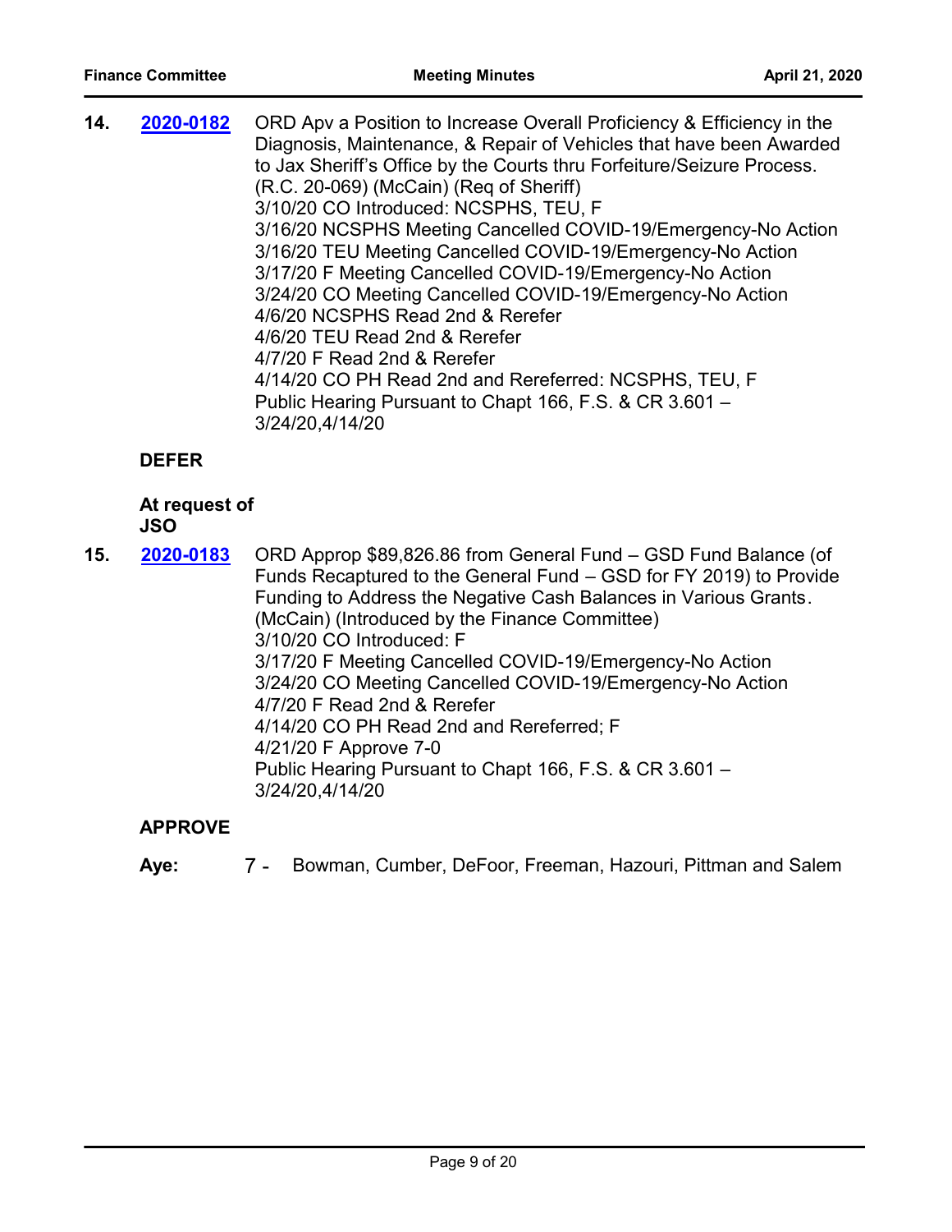**14.** **2020-0182** ORD Apv a Position to Increase Overall Proficiency & Efficiency in the Diagnosis, Maintenance, & Repair of Vehicles that have been Awarded to Jax Sheriff's Office by the Courts thru Forfeiture/Seizure Process. (R.C. 20-069) (McCain) (Req of Sheriff)
3/10/20 CO Introduced: NCSPHS, TEU, F
3/16/20 NCSPHS Meeting Cancelled COVID-19/Emergency-No Action
3/16/20 TEU Meeting Cancelled COVID-19/Emergency-No Action
3/17/20 F Meeting Cancelled COVID-19/Emergency-No Action
3/24/20 CO Meeting Cancelled COVID-19/Emergency-No Action
4/6/20 NCSPHS Read 2nd & Rerefer
4/6/20 TEU Read 2nd & Rerefer
4/7/20 F Read 2nd & Rerefer
4/14/20 CO PH Read 2nd and Rereferred: NCSPHS, TEU, F
Public Hearing Pursuant to Chapt 166, F.S. & CR 3.601 – 3/24/20,4/14/20

**DEFER**

**At request of JSO**

**15.** **2020-0183** ORD Approp $89,826.86 from General Fund – GSD Fund Balance (of Funds Recaptured to the General Fund – GSD for FY 2019) to Provide Funding to Address the Negative Cash Balances in Various Grants. (McCain) (Introduced by the Finance Committee)
3/10/20 CO Introduced: F
3/17/20 F Meeting Cancelled COVID-19/Emergency-No Action
3/24/20 CO Meeting Cancelled COVID-19/Emergency-No Action
4/7/20 F Read 2nd & Rerefer
4/14/20 CO PH Read 2nd and Rereferred; F
4/21/20 F Approve 7-0
Public Hearing Pursuant to Chapt 166, F.S. & CR 3.601 – 3/24/20,4/14/20

**APPROVE**

**Aye:** 7 - Bowman, Cumber, DeFoor, Freeman, Hazouri, Pittman and Salem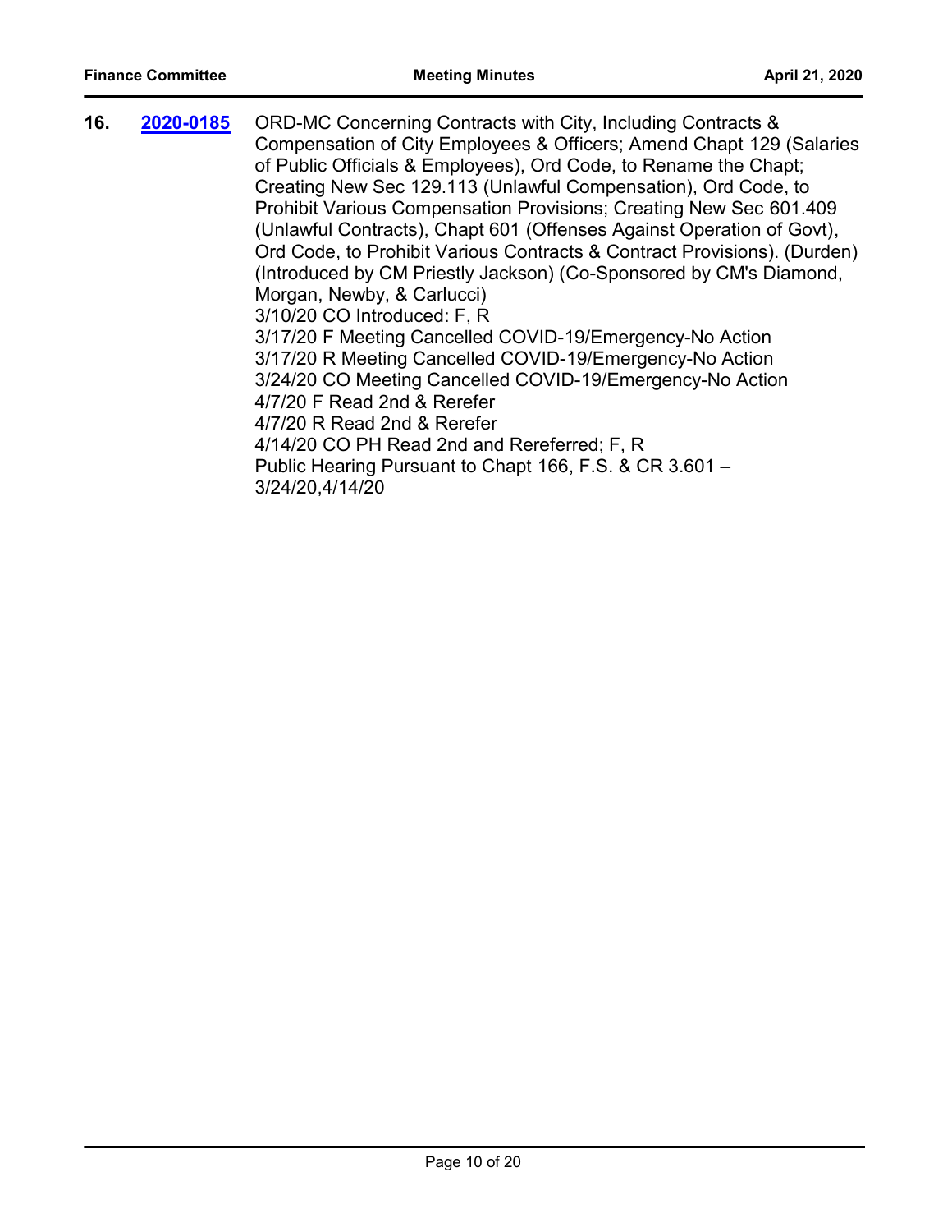**16.** **[2020-0185]** ORD-MC Concerning Contracts with City, Including Contracts & Compensation of City Employees & Officers; Amend Chapt 129 (Salaries of Public Officials & Employees), Ord Code, to Rename the Chapt; Creating New Sec 129.113 (Unlawful Compensation), Ord Code, to Prohibit Various Compensation Provisions; Creating New Sec 601.409 (Unlawful Contracts), Chapt 601 (Offenses Against Operation of Govt), Ord Code, to Prohibit Various Contracts & Contract Provisions). (Durden) (Introduced by CM Priestly Jackson) (Co-Sponsored by CM's Diamond, Morgan, Newby, & Carlucci)

3/10/20 CO Introduced: F, R

3/17/20 F Meeting Cancelled COVID-19/Emergency-No Action

3/17/20 R Meeting Cancelled COVID-19/Emergency-No Action

3/24/20 CO Meeting Cancelled COVID-19/Emergency-No Action

4/7/20 F Read 2nd & Rerefer

4/7/20 R Read 2nd & Rerefer

4/14/20 CO PH Read 2nd and Rereferred; F, R

Public Hearing Pursuant to Chapt 166, F.S. & CR 3.601 – 3/24/20,4/14/20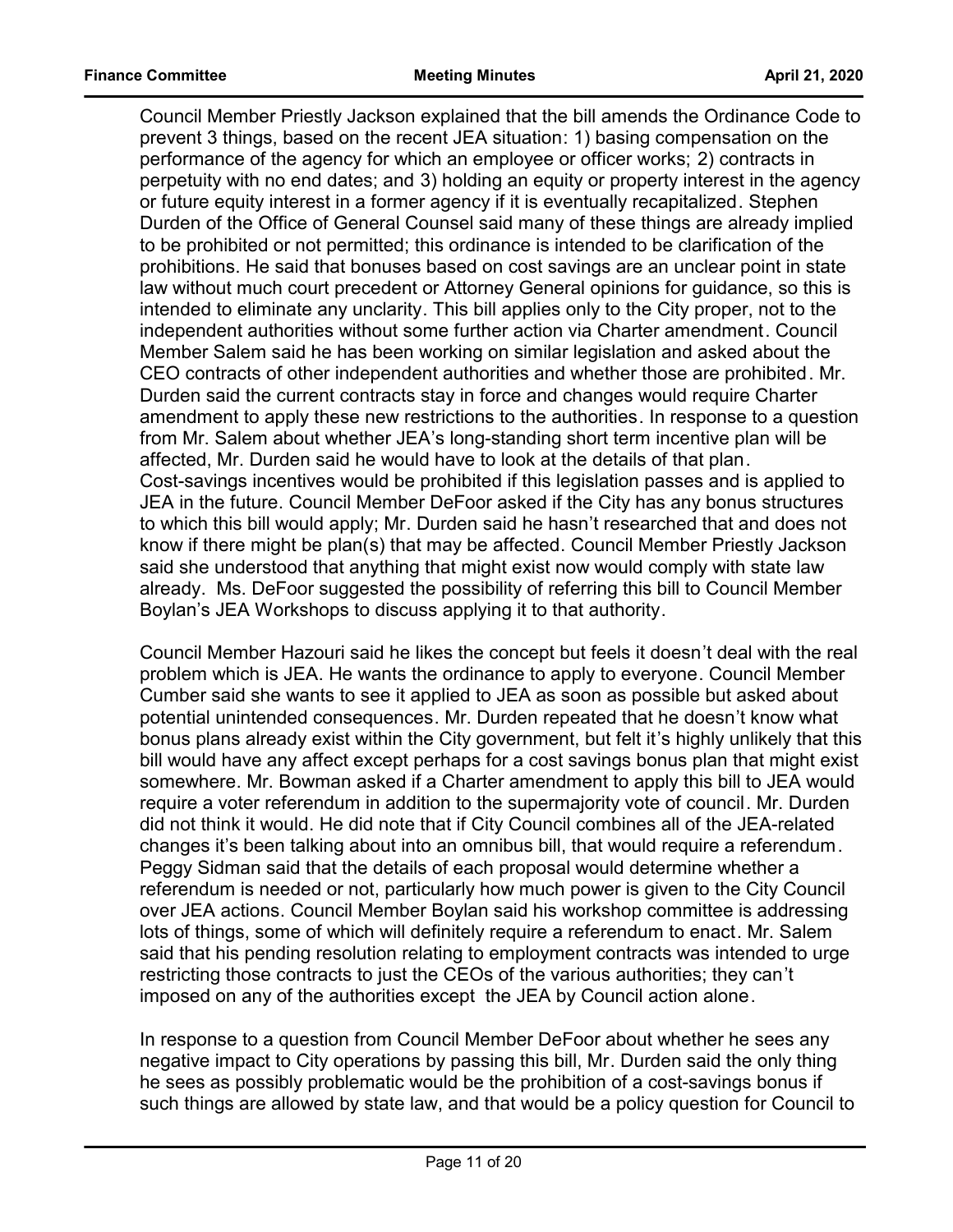Council Member Priestly Jackson explained that the bill amends the Ordinance Code to prevent 3 things, based on the recent JEA situation: 1) basing compensation on the performance of the agency for which an employee or officer works; 2) contracts in perpetuity with no end dates; and 3) holding an equity or property interest in the agency or future equity interest in a former agency if it is eventually recapitalized. Stephen Durden of the Office of General Counsel said many of these things are already implied to be prohibited or not permitted; this ordinance is intended to be clarification of the prohibitions. He said that bonuses based on cost savings are an unclear point in state law without much court precedent or Attorney General opinions for guidance, so this is intended to eliminate any unclarity. This bill applies only to the City proper, not to the independent authorities without some further action via Charter amendment. Council Member Salem said he has been working on similar legislation and asked about the CEO contracts of other independent authorities and whether those are prohibited. Mr. Durden said the current contracts stay in force and changes would require Charter amendment to apply these new restrictions to the authorities. In response to a question from Mr. Salem about whether JEA's long-standing short term incentive plan will be affected, Mr. Durden said he would have to look at the details of that plan. Cost-savings incentives would be prohibited if this legislation passes and is applied to JEA in the future. Council Member DeFoor asked if the City has any bonus structures to which this bill would apply; Mr. Durden said he hasn't researched that and does not know if there might be plan(s) that may be affected. Council Member Priestly Jackson said she understood that anything that might exist now would comply with state law already. Ms. DeFoor suggested the possibility of referring this bill to Council Member Boylan's JEA Workshops to discuss applying it to that authority.

Council Member Hazouri said he likes the concept but feels it doesn't deal with the real problem which is JEA. He wants the ordinance to apply to everyone. Council Member Cumber said she wants to see it applied to JEA as soon as possible but asked about potential unintended consequences. Mr. Durden repeated that he doesn't know what bonus plans already exist within the City government, but felt it's highly unlikely that this bill would have any affect except perhaps for a cost savings bonus plan that might exist somewhere. Mr. Bowman asked if a Charter amendment to apply this bill to JEA would require a voter referendum in addition to the supermajority vote of council. Mr. Durden did not think it would. He did note that if City Council combines all of the JEA-related changes it's been talking about into an omnibus bill, that would require a referendum. Peggy Sidman said that the details of each proposal would determine whether a referendum is needed or not, particularly how much power is given to the City Council over JEA actions. Council Member Boylan said his workshop committee is addressing lots of things, some of which will definitely require a referendum to enact. Mr. Salem said that his pending resolution relating to employment contracts was intended to urge restricting those contracts to just the CEOs of the various authorities; they can't imposed on any of the authorities except the JEA by Council action alone.

In response to a question from Council Member DeFoor about whether he sees any negative impact to City operations by passing this bill, Mr. Durden said the only thing he sees as possibly problematic would be the prohibition of a cost-savings bonus if such things are allowed by state law, and that would be a policy question for Council to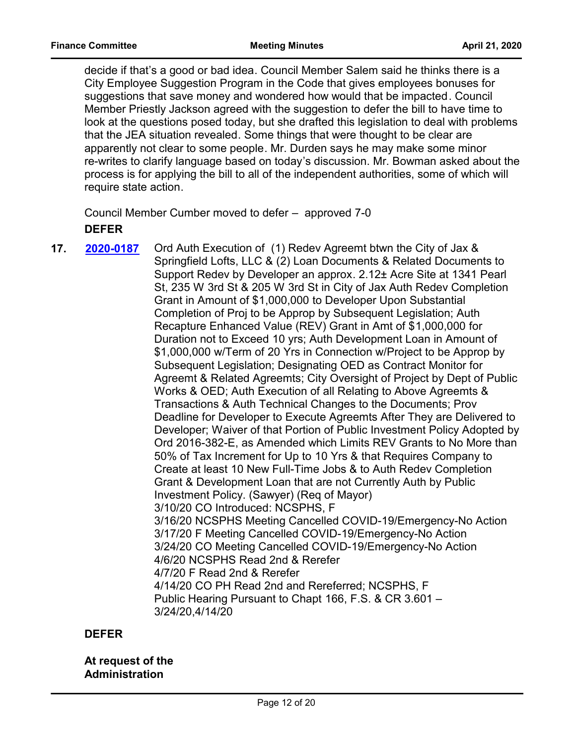decide if that's a good or bad idea. Council Member Salem said he thinks there is a City Employee Suggestion Program in the Code that gives employees bonuses for suggestions that save money and wondered how would that be impacted. Council Member Priestly Jackson agreed with the suggestion to defer the bill to have time to look at the questions posed today, but she drafted this legislation to deal with problems that the JEA situation revealed. Some things that were thought to be clear are apparently not clear to some people. Mr. Durden says he may make some minor re-writes to clarify language based on today's discussion. Mr. Bowman asked about the process is for applying the bill to all of the independent authorities, some of which will require state action.

Council Member Cumber moved to defer – approved 7-0

**DEFER**

**17.** **2020-0187** Ord Auth Execution of (1) Redev Agreemt btwn the City of Jax & Springfield Lofts, LLC & (2) Loan Documents & Related Documents to Support Redev by Developer an approx. 2.12± Acre Site at 1341 Pearl St, 235 W 3rd St & 205 W 3rd St in City of Jax Auth Redev Completion Grant in Amount of $1,000,000 to Developer Upon Substantial Completion of Proj to be Approp by Subsequent Legislation; Auth Recapture Enhanced Value (REV) Grant in Amt of $1,000,000 for Duration not to Exceed 10 yrs; Auth Development Loan in Amount of $1,000,000 w/Term of 20 Yrs in Connection w/Project to be Approp by Subsequent Legislation; Designating OED as Contract Monitor for Agreemt & Related Agreemts; City Oversight of Project by Dept of Public Works & OED; Auth Execution of all Relating to Above Agreemts & Transactions & Auth Technical Changes to the Documents; Prov Deadline for Developer to Execute Agreemts After They are Delivered to Developer; Waiver of that Portion of Public Investment Policy Adopted by Ord 2016-382-E, as Amended which Limits REV Grants to No More than 50% of Tax Increment for Up to 10 Yrs & that Requires Company to Create at least 10 New Full-Time Jobs & to Auth Redev Completion Grant & Development Loan that are not Currently Auth by Public Investment Policy. (Sawyer) (Req of Mayor)
3/10/20 CO Introduced: NCSPHS, F
3/16/20 NCSPHS Meeting Cancelled COVID-19/Emergency-No Action
3/17/20 F Meeting Cancelled COVID-19/Emergency-No Action
3/24/20 CO Meeting Cancelled COVID-19/Emergency-No Action
4/6/20 NCSPHS Read 2nd & Rerefer
4/7/20 F Read 2nd & Rerefer
4/14/20 CO PH Read 2nd and Rereferred; NCSPHS, F
Public Hearing Pursuant to Chapt 166, F.S. & CR 3.601 – 3/24/20,4/14/20

**DEFER**

**At request of the Administration**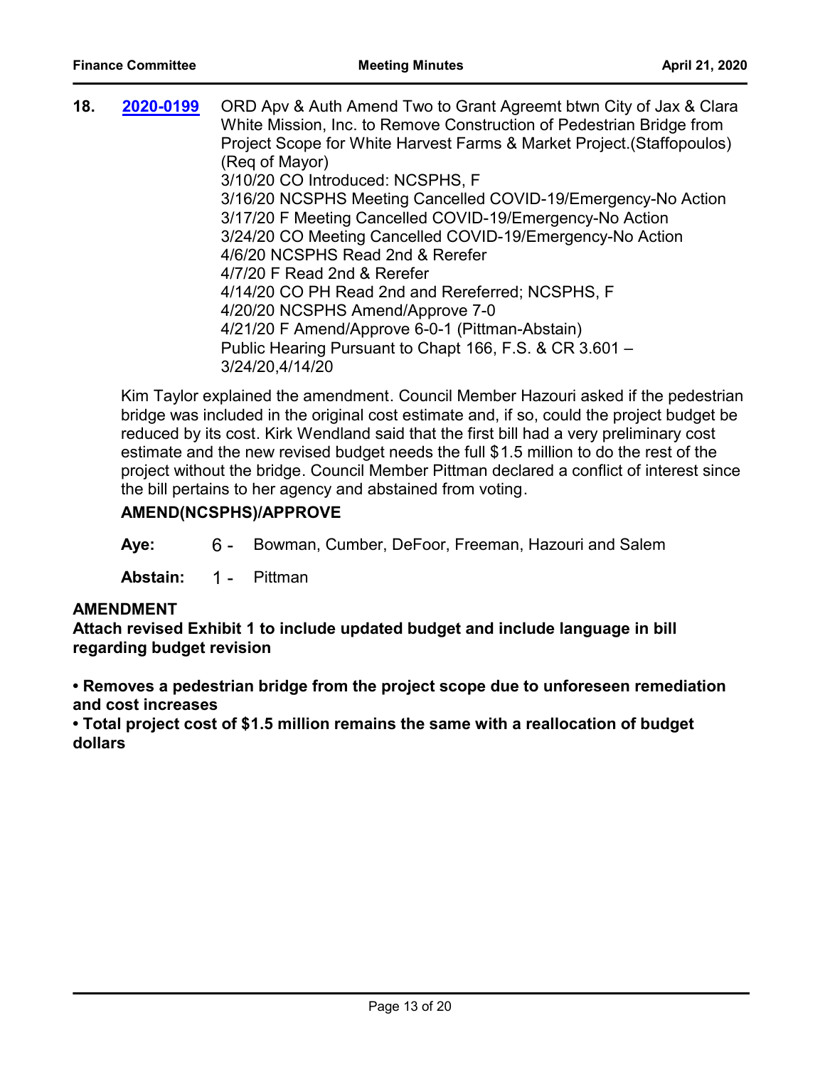**18.** **2020-0199** ORD Apv & Auth Amend Two to Grant Agreemt btwn City of Jax & Clara White Mission, Inc. to Remove Construction of Pedestrian Bridge from Project Scope for White Harvest Farms & Market Project.(Staffopoulos) (Req of Mayor)
3/10/20 CO Introduced: NCSPHS, F
3/16/20 NCSPHS Meeting Cancelled COVID-19/Emergency-No Action
3/17/20 F Meeting Cancelled COVID-19/Emergency-No Action
3/24/20 CO Meeting Cancelled COVID-19/Emergency-No Action
4/6/20 NCSPHS Read 2nd & Rerefer
4/7/20 F Read 2nd & Rerefer
4/14/20 CO PH Read 2nd and Rereferred; NCSPHS, F
4/20/20 NCSPHS Amend/Approve 7-0
4/21/20 F Amend/Approve 6-0-1 (Pittman-Abstain)
Public Hearing Pursuant to Chapt 166, F.S. & CR 3.601 – 3/24/20,4/14/20

Kim Taylor explained the amendment. Council Member Hazouri asked if the pedestrian bridge was included in the original cost estimate and, if so, could the project budget be reduced by its cost. Kirk Wendland said that the first bill had a very preliminary cost estimate and the new revised budget needs the full $1.5 million to do the rest of the project without the bridge. Council Member Pittman declared a conflict of interest since the bill pertains to her agency and abstained from voting.

**AMEND(NCSPHS)/APPROVE**

**Aye:** 6 - Bowman, Cumber, DeFoor, Freeman, Hazouri and Salem

**Abstain:** 1 - Pittman

**AMENDMENT**
**Attach revised Exhibit 1 to include updated budget and include language in bill regarding budget revision**

**• Removes a pedestrian bridge from the project scope due to unforeseen remediation and cost increases**
**• Total project cost of $1.5 million remains the same with a reallocation of budget dollars**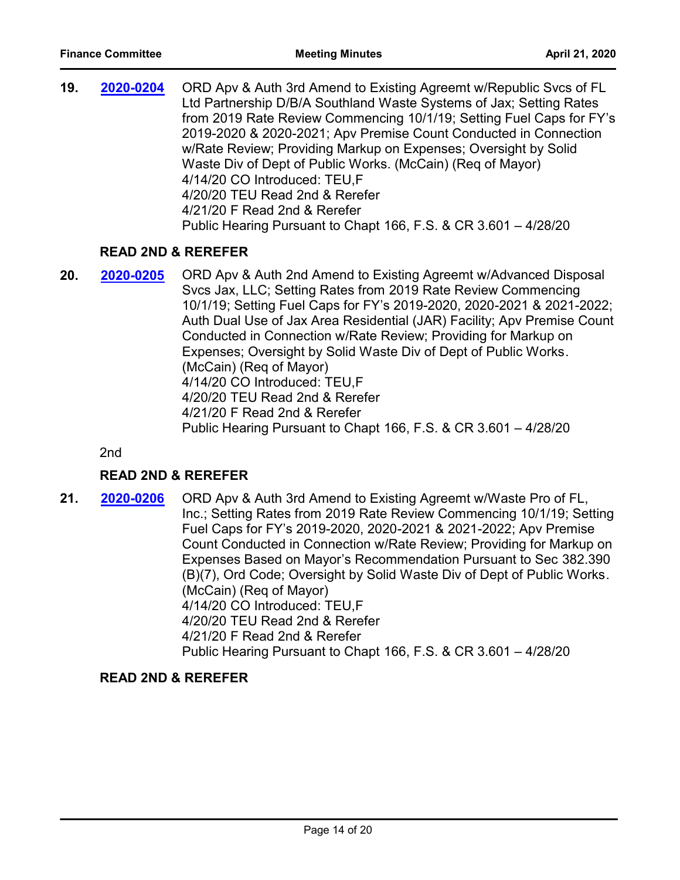**19.** **2020-0204** ORD Apv & Auth 3rd Amend to Existing Agreemt w/Republic Svcs of FL Ltd Partnership D/B/A Southland Waste Systems of Jax; Setting Rates from 2019 Rate Review Commencing 10/1/19; Setting Fuel Caps for FY's 2019-2020 & 2020-2021; Apv Premise Count Conducted in Connection w/Rate Review; Providing Markup on Expenses; Oversight by Solid Waste Div of Dept of Public Works. (McCain) (Req of Mayor)
4/14/20 CO Introduced: TEU,F
4/20/20 TEU Read 2nd & Rerefer
4/21/20 F Read 2nd & Rerefer
Public Hearing Pursuant to Chapt 166, F.S. & CR 3.601 – 4/28/20

**READ 2ND & REREFER**

**20.** **2020-0205** ORD Apv & Auth 2nd Amend to Existing Agreemt w/Advanced Disposal Svcs Jax, LLC; Setting Rates from 2019 Rate Review Commencing 10/1/19; Setting Fuel Caps for FY's 2019-2020, 2020-2021 & 2021-2022; Auth Dual Use of Jax Area Residential (JAR) Facility; Apv Premise Count Conducted in Connection w/Rate Review; Providing for Markup on Expenses; Oversight by Solid Waste Div of Dept of Public Works. (McCain) (Req of Mayor)
4/14/20 CO Introduced: TEU,F
4/20/20 TEU Read 2nd & Rerefer
4/21/20 F Read 2nd & Rerefer
Public Hearing Pursuant to Chapt 166, F.S. & CR 3.601 – 4/28/20

2nd

**READ 2ND & REREFER**

**21.** **2020-0206** ORD Apv & Auth 3rd Amend to Existing Agreemt w/Waste Pro of FL, Inc.; Setting Rates from 2019 Rate Review Commencing 10/1/19; Setting Fuel Caps for FY's 2019-2020, 2020-2021 & 2021-2022; Apv Premise Count Conducted in Connection w/Rate Review; Providing for Markup on Expenses Based on Mayor's Recommendation Pursuant to Sec 382.390 (B)(7), Ord Code; Oversight by Solid Waste Div of Dept of Public Works. (McCain) (Req of Mayor)
4/14/20 CO Introduced: TEU,F
4/20/20 TEU Read 2nd & Rerefer
4/21/20 F Read 2nd & Rerefer
Public Hearing Pursuant to Chapt 166, F.S. & CR 3.601 – 4/28/20

**READ 2ND & REREFER**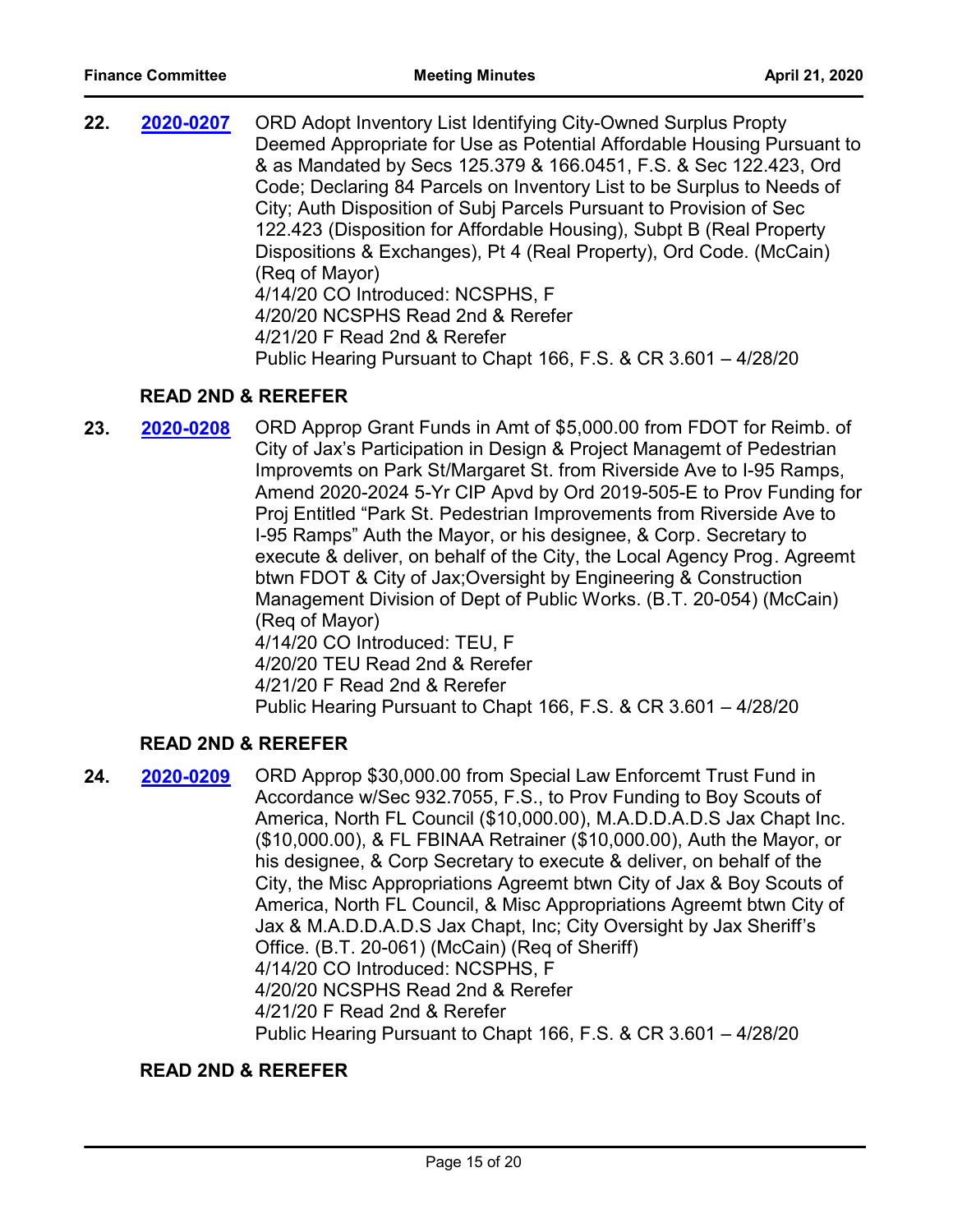**22.** **2020-0207** ORD Adopt Inventory List Identifying City-Owned Surplus Propty Deemed Appropriate for Use as Potential Affordable Housing Pursuant to & as Mandated by Secs 125.379 & 166.0451, F.S. & Sec 122.423, Ord Code; Declaring 84 Parcels on Inventory List to be Surplus to Needs of City; Auth Disposition of Subj Parcels Pursuant to Provision of Sec 122.423 (Disposition for Affordable Housing), Subpt B (Real Property Dispositions & Exchanges), Pt 4 (Real Property), Ord Code. (McCain) (Req of Mayor)
4/14/20 CO Introduced: NCSPHS, F
4/20/20 NCSPHS Read 2nd & Rerefer
4/21/20 F Read 2nd & Rerefer
Public Hearing Pursuant to Chapt 166, F.S. & CR 3.601 – 4/28/20

**READ 2ND & REREFER**

**23.** **2020-0208** ORD Approp Grant Funds in Amt of $5,000.00 from FDOT for Reimb. of City of Jax's Participation in Design & Project Managemt of Pedestrian Improvemts on Park St/Margaret St. from Riverside Ave to I-95 Ramps, Amend 2020-2024 5-Yr CIP Apvd by Ord 2019-505-E to Prov Funding for Proj Entitled "Park St. Pedestrian Improvements from Riverside Ave to I-95 Ramps" Auth the Mayor, or his designee, & Corp. Secretary to execute & deliver, on behalf of the City, the Local Agency Prog. Agreemt btwn FDOT & City of Jax;Oversight by Engineering & Construction Management Division of Dept of Public Works. (B.T. 20-054) (McCain) (Req of Mayor)
4/14/20 CO Introduced: TEU, F
4/20/20 TEU Read 2nd & Rerefer
4/21/20 F Read 2nd & Rerefer
Public Hearing Pursuant to Chapt 166, F.S. & CR 3.601 – 4/28/20

**READ 2ND & REREFER**

**24.** **2020-0209** ORD Approp $30,000.00 from Special Law Enforcemt Trust Fund in Accordance w/Sec 932.7055, F.S., to Prov Funding to Boy Scouts of America, North FL Council ($10,000.00), M.A.D.D.A.D.S Jax Chapt Inc. ($10,000.00), & FL FBINAA Retrainer ($10,000.00), Auth the Mayor, or his designee, & Corp Secretary to execute & deliver, on behalf of the City, the Misc Appropriations Agreemt btwn City of Jax & Boy Scouts of America, North FL Council, & Misc Appropriations Agreemt btwn City of Jax & M.A.D.D.A.D.S Jax Chapt, Inc; City Oversight by Jax Sheriff's Office. (B.T. 20-061) (McCain) (Req of Sheriff)
4/14/20 CO Introduced: NCSPHS, F
4/20/20 NCSPHS Read 2nd & Rerefer
4/21/20 F Read 2nd & Rerefer
Public Hearing Pursuant to Chapt 166, F.S. & CR 3.601 – 4/28/20

**READ 2ND & REREFER**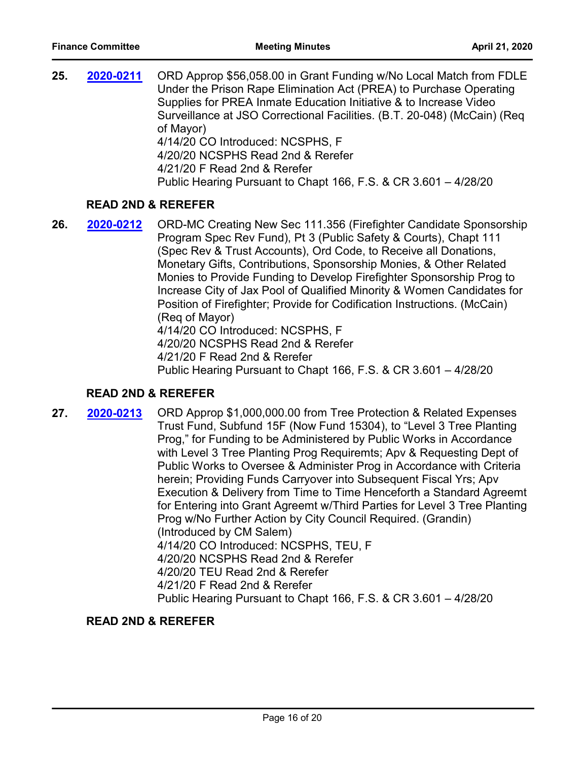**25.** **2020-0211** ORD Approp $56,058.00 in Grant Funding w/No Local Match from FDLE Under the Prison Rape Elimination Act (PREA) to Purchase Operating Supplies for PREA Inmate Education Initiative & to Increase Video Surveillance at JSO Correctional Facilities. (B.T. 20-048) (McCain) (Req of Mayor)
4/14/20 CO Introduced: NCSPHS, F
4/20/20 NCSPHS Read 2nd & Rerefer
4/21/20 F Read 2nd & Rerefer
Public Hearing Pursuant to Chapt 166, F.S. & CR 3.601 – 4/28/20

**READ 2ND & REREFER**

**26.** **2020-0212** ORD-MC Creating New Sec 111.356 (Firefighter Candidate Sponsorship Program Spec Rev Fund), Pt 3 (Public Safety & Courts), Chapt 111 (Spec Rev & Trust Accounts), Ord Code, to Receive all Donations, Monetary Gifts, Contributions, Sponsorship Monies, & Other Related Monies to Provide Funding to Develop Firefighter Sponsorship Prog to Increase City of Jax Pool of Qualified Minority & Women Candidates for Position of Firefighter; Provide for Codification Instructions. (McCain) (Req of Mayor)
4/14/20 CO Introduced: NCSPHS, F
4/20/20 NCSPHS Read 2nd & Rerefer
4/21/20 F Read 2nd & Rerefer
Public Hearing Pursuant to Chapt 166, F.S. & CR 3.601 – 4/28/20

**READ 2ND & REREFER**

**27.** **2020-0213** ORD Approp $1,000,000.00 from Tree Protection & Related Expenses Trust Fund, Subfund 15F (Now Fund 15304), to "Level 3 Tree Planting Prog," for Funding to be Administered by Public Works in Accordance with Level 3 Tree Planting Prog Requiremts; Apv & Requesting Dept of Public Works to Oversee & Administer Prog in Accordance with Criteria herein; Providing Funds Carryover into Subsequent Fiscal Yrs; Apv Execution & Delivery from Time to Time Henceforth a Standard Agreemt for Entering into Grant Agreemt w/Third Parties for Level 3 Tree Planting Prog w/No Further Action by City Council Required. (Grandin) (Introduced by CM Salem)
4/14/20 CO Introduced: NCSPHS, TEU, F
4/20/20 NCSPHS Read 2nd & Rerefer
4/20/20 TEU Read 2nd & Rerefer
4/21/20 F Read 2nd & Rerefer
Public Hearing Pursuant to Chapt 166, F.S. & CR 3.601 – 4/28/20

**READ 2ND & REREFER**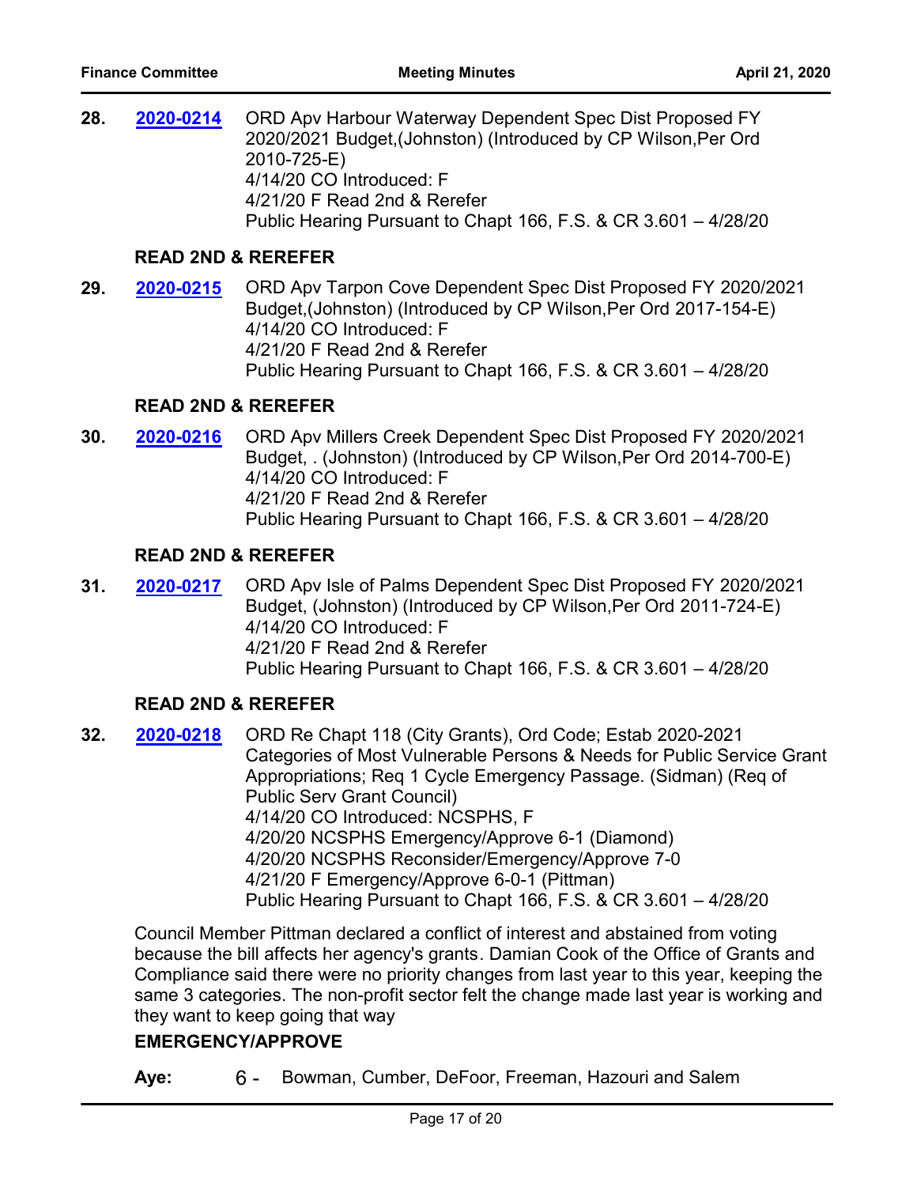**28.** **2020-0214** ORD Apv Harbour Waterway Dependent Spec Dist Proposed FY 2020/2021 Budget,(Johnston) (Introduced by CP Wilson,Per Ord 2010-725-E)
4/14/20 CO Introduced: F
4/21/20 F Read 2nd & Rerefer
Public Hearing Pursuant to Chapt 166, F.S. & CR 3.601 – 4/28/20

**READ 2ND & REREFER**

**29.** **2020-0215** ORD Apv Tarpon Cove Dependent Spec Dist Proposed FY 2020/2021 Budget,(Johnston) (Introduced by CP Wilson,Per Ord 2017-154-E)
4/14/20 CO Introduced: F
4/21/20 F Read 2nd & Rerefer
Public Hearing Pursuant to Chapt 166, F.S. & CR 3.601 – 4/28/20

**READ 2ND & REREFER**

**30.** **2020-0216** ORD Apv Millers Creek Dependent Spec Dist Proposed FY 2020/2021 Budget, . (Johnston) (Introduced by CP Wilson,Per Ord 2014-700-E)
4/14/20 CO Introduced: F
4/21/20 F Read 2nd & Rerefer
Public Hearing Pursuant to Chapt 166, F.S. & CR 3.601 – 4/28/20

**READ 2ND & REREFER**

**31.** **2020-0217** ORD Apv Isle of Palms Dependent Spec Dist Proposed FY 2020/2021 Budget, (Johnston) (Introduced by CP Wilson,Per Ord 2011-724-E)
4/14/20 CO Introduced: F
4/21/20 F Read 2nd & Rerefer
Public Hearing Pursuant to Chapt 166, F.S. & CR 3.601 – 4/28/20

**READ 2ND & REREFER**

**32.** **2020-0218** ORD Re Chapt 118 (City Grants), Ord Code; Estab 2020-2021 Categories of Most Vulnerable Persons & Needs for Public Service Grant Appropriations; Req 1 Cycle Emergency Passage. (Sidman) (Req of Public Serv Grant Council)
4/14/20 CO Introduced: NCSPHS, F
4/20/20 NCSPHS Emergency/Approve 6-1 (Diamond)
4/20/20 NCSPHS Reconsider/Emergency/Approve 7-0
4/21/20 F Emergency/Approve 6-0-1 (Pittman)
Public Hearing Pursuant to Chapt 166, F.S. & CR 3.601 – 4/28/20

Council Member Pittman declared a conflict of interest and abstained from voting because the bill affects her agency's grants. Damian Cook of the Office of Grants and Compliance said there were no priority changes from last year to this year, keeping the same 3 categories. The non-profit sector felt the change made last year is working and they want to keep going that way

**EMERGENCY/APPROVE**

**Aye:** 6 - Bowman, Cumber, DeFoor, Freeman, Hazouri and Salem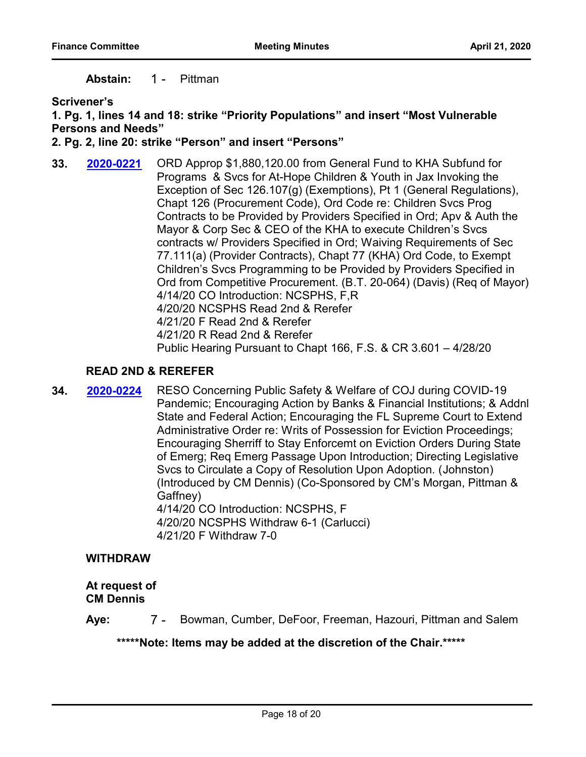**Abstain:** 1 - Pittman

**Scrivener's**
**1. Pg. 1, lines 14 and 18: strike "Priority Populations" and insert "Most Vulnerable Persons and Needs"**
**2. Pg. 2, line 20: strike "Person" and insert "Persons"**

**33.** **2020-0221** ORD Approp $1,880,120.00 from General Fund to KHA Subfund for Programs & Svcs for At-Hope Children & Youth in Jax Invoking the Exception of Sec 126.107(g) (Exemptions), Pt 1 (General Regulations), Chapt 126 (Procurement Code), Ord Code re: Children Svcs Prog Contracts to be Provided by Providers Specified in Ord; Apv & Auth the Mayor & Corp Sec & CEO of the KHA to execute Children's Svcs contracts w/ Providers Specified in Ord; Waiving Requirements of Sec 77.111(a) (Provider Contracts), Chapt 77 (KHA) Ord Code, to Exempt Children's Svcs Programming to be Provided by Providers Specified in Ord from Competitive Procurement. (B.T. 20-064) (Davis) (Req of Mayor)
4/14/20 CO Introduction: NCSPHS, F,R
4/20/20 NCSPHS Read 2nd & Rerefer
4/21/20 F Read 2nd & Rerefer
4/21/20 R Read 2nd & Rerefer
Public Hearing Pursuant to Chapt 166, F.S. & CR 3.601 – 4/28/20

**READ 2ND & REREFER**

**34.** **2020-0224** RESO Concerning Public Safety & Welfare of COJ during COVID-19 Pandemic; Encouraging Action by Banks & Financial Institutions; & Addnl State and Federal Action; Encouraging the FL Supreme Court to Extend Administrative Order re: Writs of Possession for Eviction Proceedings; Encouraging Sherriff to Stay Enforcemt on Eviction Orders During State of Emerg; Req Emerg Passage Upon Introduction; Directing Legislative Svcs to Circulate a Copy of Resolution Upon Adoption. (Johnston) (Introduced by CM Dennis) (Co-Sponsored by CM's Morgan, Pittman & Gaffney)
4/14/20 CO Introduction: NCSPHS, F
4/20/20 NCSPHS Withdraw 6-1 (Carlucci)
4/21/20 F Withdraw 7-0

**WITHDRAW**

**At request of CM Dennis**

**Aye:** 7 - Bowman, Cumber, DeFoor, Freeman, Hazouri, Pittman and Salem

**\*\*\*\*\*Note: Items may be added at the discretion of the Chair.\*\*\*\*\***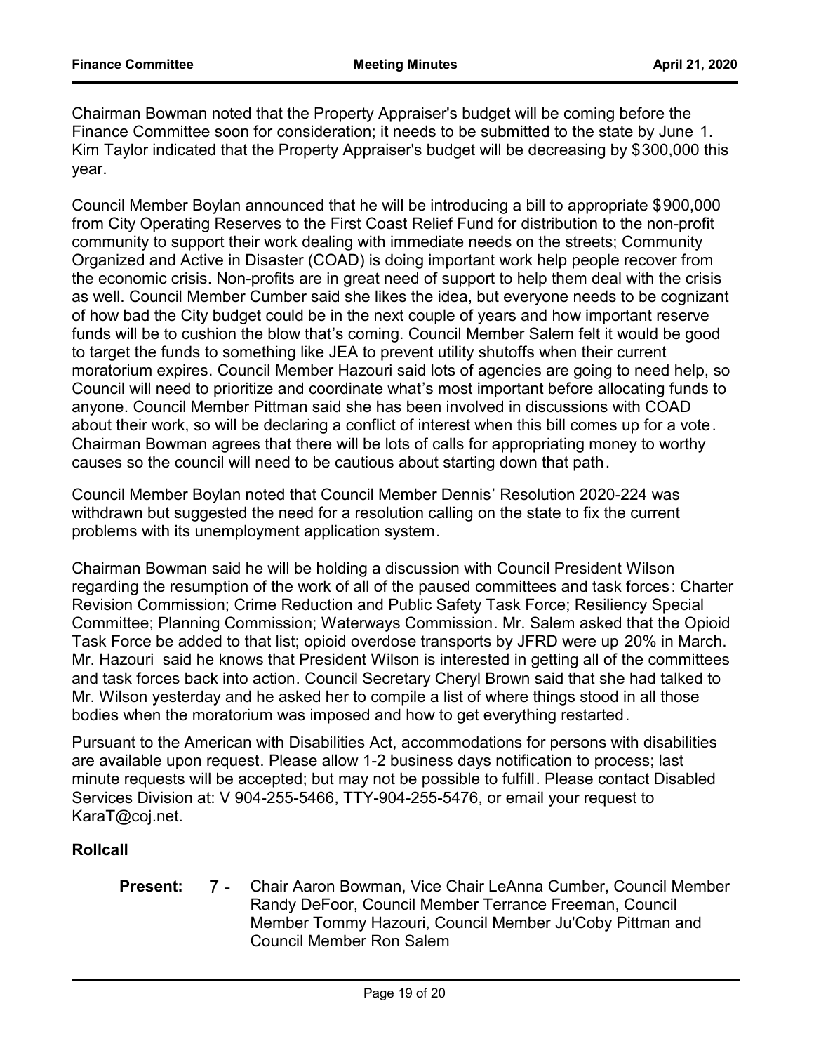Chairman Bowman noted that the Property Appraiser's budget will be coming before the Finance Committee soon for consideration; it needs to be submitted to the state by June 1. Kim Taylor indicated that the Property Appraiser's budget will be decreasing by $300,000 this year.

Council Member Boylan announced that he will be introducing a bill to appropriate $900,000 from City Operating Reserves to the First Coast Relief Fund for distribution to the non-profit community to support their work dealing with immediate needs on the streets; Community Organized and Active in Disaster (COAD) is doing important work help people recover from the economic crisis. Non-profits are in great need of support to help them deal with the crisis as well. Council Member Cumber said she likes the idea, but everyone needs to be cognizant of how bad the City budget could be in the next couple of years and how important reserve funds will be to cushion the blow that's coming. Council Member Salem felt it would be good to target the funds to something like JEA to prevent utility shutoffs when their current moratorium expires. Council Member Hazouri said lots of agencies are going to need help, so Council will need to prioritize and coordinate what's most important before allocating funds to anyone. Council Member Pittman said she has been involved in discussions with COAD about their work, so will be declaring a conflict of interest when this bill comes up for a vote. Chairman Bowman agrees that there will be lots of calls for appropriating money to worthy causes so the council will need to be cautious about starting down that path.

Council Member Boylan noted that Council Member Dennis' Resolution 2020-224 was withdrawn but suggested the need for a resolution calling on the state to fix the current problems with its unemployment application system.

Chairman Bowman said he will be holding a discussion with Council President Wilson regarding the resumption of the work of all of the paused committees and task forces: Charter Revision Commission; Crime Reduction and Public Safety Task Force; Resiliency Special Committee; Planning Commission; Waterways Commission. Mr. Salem asked that the Opioid Task Force be added to that list; opioid overdose transports by JFRD were up 20% in March. Mr. Hazouri said he knows that President Wilson is interested in getting all of the committees and task forces back into action. Council Secretary Cheryl Brown said that she had talked to Mr. Wilson yesterday and he asked her to compile a list of where things stood in all those bodies when the moratorium was imposed and how to get everything restarted.

Pursuant to the American with Disabilities Act, accommodations for persons with disabilities are available upon request. Please allow 1-2 business days notification to process; last minute requests will be accepted; but may not be possible to fulfill. Please contact Disabled Services Division at: V 904-255-5466, TTY-904-255-5476, or email your request to KaraT@coj.net.

## Rollcall

**Present:** 7 - Chair Aaron Bowman, Vice Chair LeAnna Cumber, Council Member Randy DeFoor, Council Member Terrance Freeman, Council Member Tommy Hazouri, Council Member Ju'Coby Pittman and Council Member Ron Salem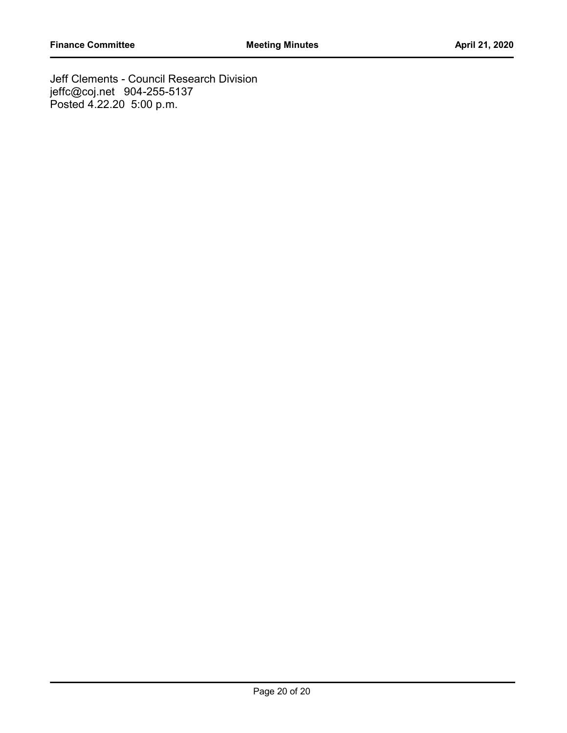Jeff Clements - Council Research Division
jeffc@coj.net   904-255-5137
Posted 4.22.20  5:00 p.m.